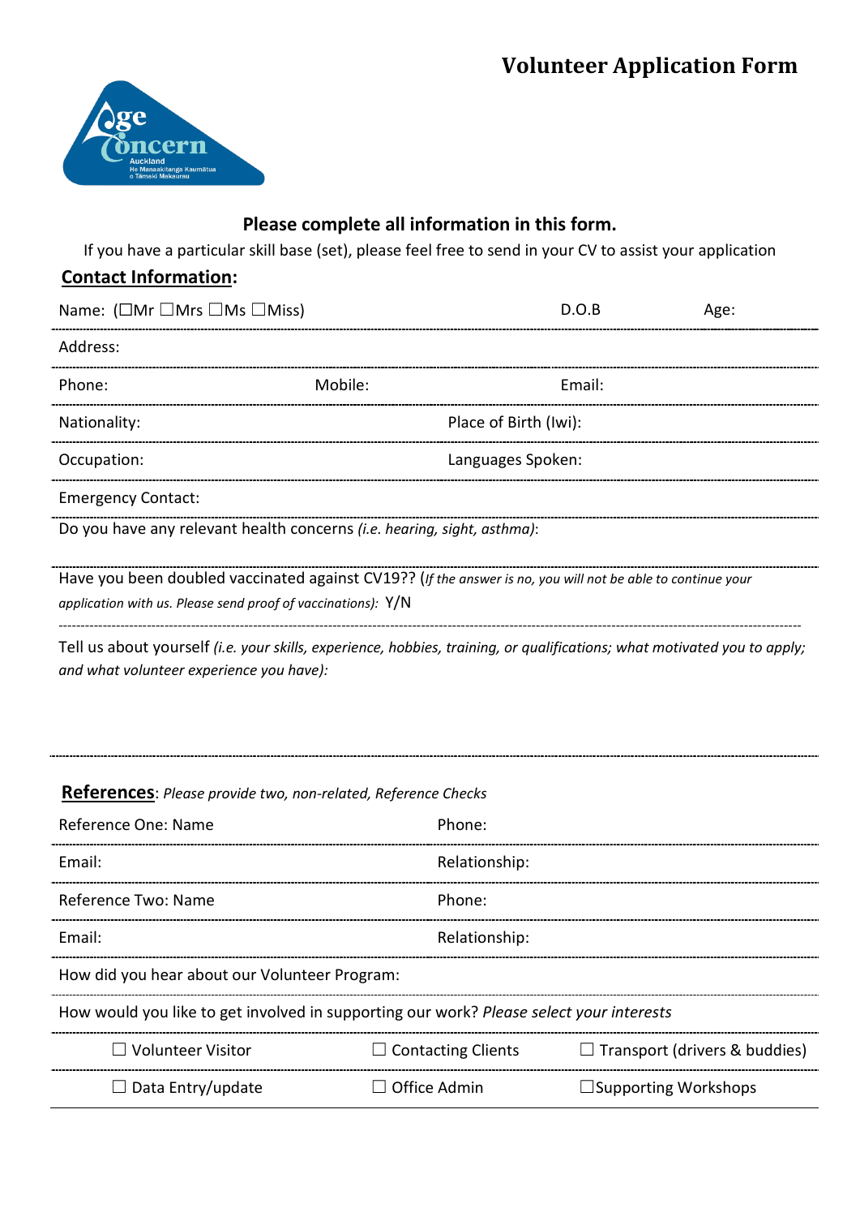# Volunteer Application Form

Age Concern Auckland
He Manaakitanga Kaumātua o Tāmaki Makaurau

**Please complete all information in this form.**

If you have a particular skill base (set), please feel free to send in your CV to assist your application

## Contact Information:

Name: (☐Mr ☐Mrs ☐Ms ☐Miss) D.O.B Age:

Address:

Phone: Mobile: Email:

Nationality: Place of Birth (Iwi):

Occupation: Languages Spoken:

Emergency Contact:

Do you have any relevant health concerns *(i.e. hearing, sight, asthma)*:

Have you been doubled vaccinated against CV19?? (*If the answer is no, you will not be able to continue your application with us. Please send proof of vaccinations):* Y/N

Tell us about yourself *(i.e. your skills, experience, hobbies, training, or qualifications; what motivated you to apply; and what volunteer experience you have)*:

## References: *Please provide two, non-related, Reference Checks*

Reference One: Name Phone:

Email: Relationship:

Reference Two: Name Phone:

Email: Relationship:

How did you hear about our Volunteer Program:

How would you like to get involved in supporting our work? *Please select your interests*

| | | |
|---|---|---|
| ☐ Volunteer Visitor | ☐ Contacting Clients | ☐ Transport (drivers & buddies) |
| ☐ Data Entry/update | ☐ Office Admin | ☐Supporting Workshops |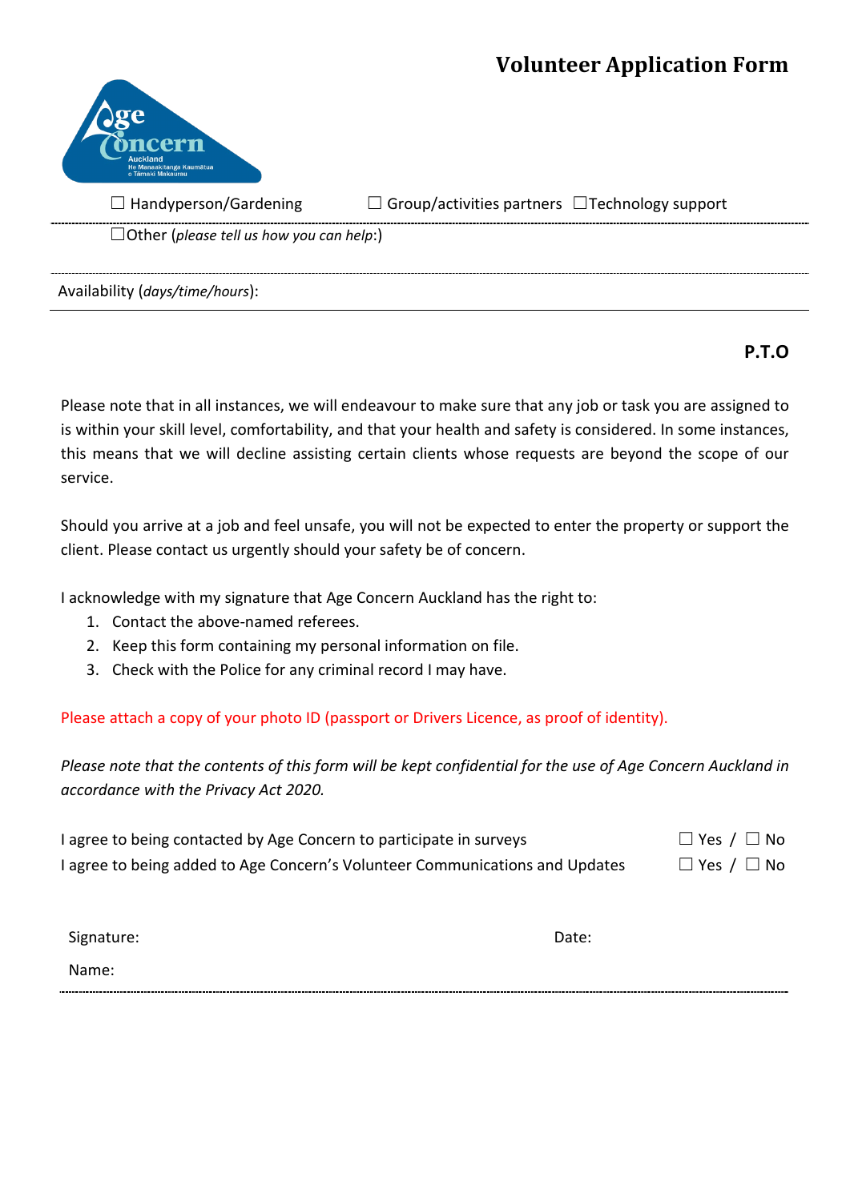# Volunteer Application Form

☐ Handyperson/Gardening ☐ Group/activities partners ☐Technology support

☐Other (*please tell us how you can help*:)

Availability (*days/time/hours*):

**P.T.O**

Please note that in all instances, we will endeavour to make sure that any job or task you are assigned to is within your skill level, comfortability, and that your health and safety is considered. In some instances, this means that we will decline assisting certain clients whose requests are beyond the scope of our service.

Should you arrive at a job and feel unsafe, you will not be expected to enter the property or support the client. Please contact us urgently should your safety be of concern.

I acknowledge with my signature that Age Concern Auckland has the right to:

1. Contact the above-named referees.
2. Keep this form containing my personal information on file.
3. Check with the Police for any criminal record I may have.

Please attach a copy of your photo ID (passport or Drivers Licence, as proof of identity).

*Please note that the contents of this form will be kept confidential for the use of Age Concern Auckland in accordance with the Privacy Act 2020.*

I agree to being contacted by Age Concern to participate in surveys ☐ Yes / ☐ No

I agree to being added to Age Concern's Volunteer Communications and Updates ☐ Yes / ☐ No

Signature: Date:

Name: